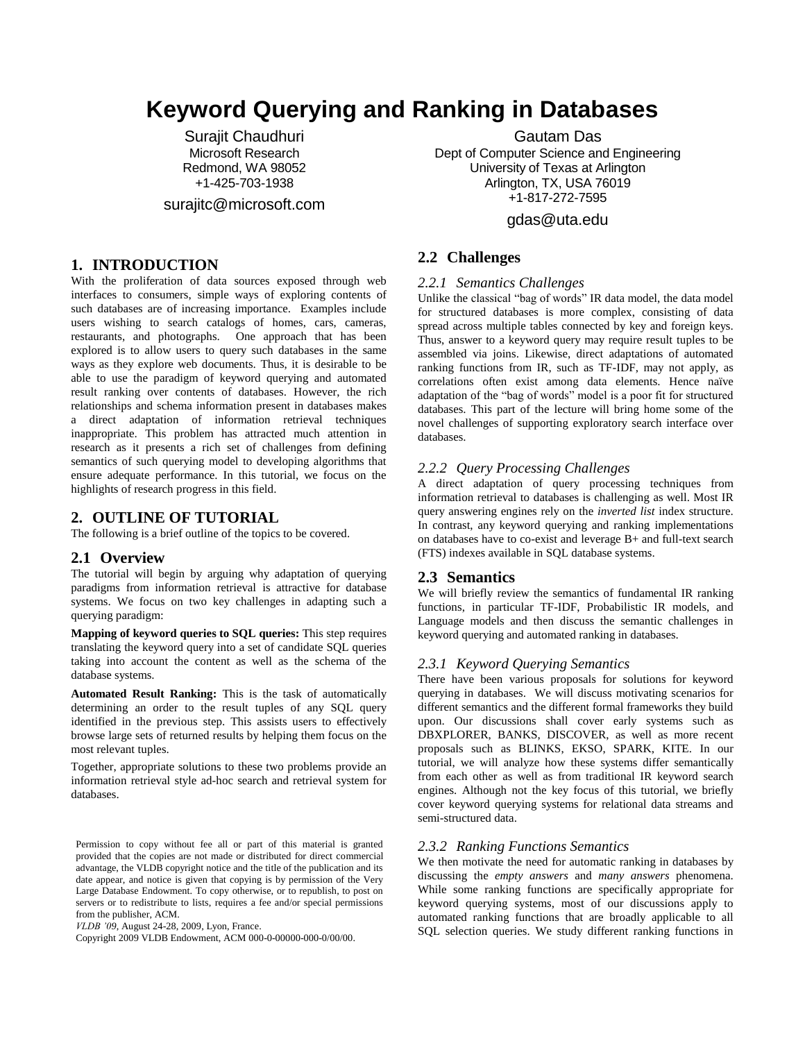# Keyword Querying and Ranking in Databases

Surajit Chaudhuri
Microsoft Research
Redmond, WA 98052
+1-425-703-1938
surajitc@microsoft.com

Gautam Das
Dept of Computer Science and Engineering
University of Texas at Arlington
Arlington, TX, USA 76019
+1-817-272-7595
gdas@uta.edu

## 1. INTRODUCTION

With the proliferation of data sources exposed through web interfaces to consumers, simple ways of exploring contents of such databases are of increasing importance. Examples include users wishing to search catalogs of homes, cars, cameras, restaurants, and photographs. One approach that has been explored is to allow users to query such databases in the same ways as they explore web documents. Thus, it is desirable to be able to use the paradigm of keyword querying and automated result ranking over contents of databases. However, the rich relationships and schema information present in databases makes a direct adaptation of information retrieval techniques inappropriate. This problem has attracted much attention in research as it presents a rich set of challenges from defining semantics of such querying model to developing algorithms that ensure adequate performance. In this tutorial, we focus on the highlights of research progress in this field.

## 2. OUTLINE OF TUTORIAL

The following is a brief outline of the topics to be covered.

### 2.1 Overview

The tutorial will begin by arguing why adaptation of querying paradigms from information retrieval is attractive for database systems. We focus on two key challenges in adapting such a querying paradigm:

**Mapping of keyword queries to SQL queries:** This step requires translating the keyword query into a set of candidate SQL queries taking into account the content as well as the schema of the database systems.

**Automated Result Ranking:** This is the task of automatically determining an order to the result tuples of any SQL query identified in the previous step. This assists users to effectively browse large sets of returned results by helping them focus on the most relevant tuples.

Together, appropriate solutions to these two problems provide an information retrieval style ad-hoc search and retrieval system for databases.

Permission to copy without fee all or part of this material is granted provided that the copies are not made or distributed for direct commercial advantage, the VLDB copyright notice and the title of the publication and its date appear, and notice is given that copying is by permission of the Very Large Database Endowment. To copy otherwise, or to republish, to post on servers or to redistribute to lists, requires a fee and/or special permissions from the publisher, ACM.
*VLDB '09*, August 24-28, 2009, Lyon, France.
Copyright 2009 VLDB Endowment, ACM 000-0-00000-000-0/00/00.

### 2.2 Challenges

#### *2.2.1 Semantics Challenges*

Unlike the classical "bag of words" IR data model, the data model for structured databases is more complex, consisting of data spread across multiple tables connected by key and foreign keys. Thus, answer to a keyword query may require result tuples to be assembled via joins. Likewise, direct adaptations of automated ranking functions from IR, such as TF-IDF, may not apply, as correlations often exist among data elements. Hence naïve adaptation of the "bag of words" model is a poor fit for structured databases. This part of the lecture will bring home some of the novel challenges of supporting exploratory search interface over databases.

#### *2.2.2 Query Processing Challenges*

A direct adaptation of query processing techniques from information retrieval to databases is challenging as well. Most IR query answering engines rely on the *inverted list* index structure. In contrast, any keyword querying and ranking implementations on databases have to co-exist and leverage B+ and full-text search (FTS) indexes available in SQL database systems.

### 2.3 Semantics

We will briefly review the semantics of fundamental IR ranking functions, in particular TF-IDF, Probabilistic IR models, and Language models and then discuss the semantic challenges in keyword querying and automated ranking in databases.

#### *2.3.1 Keyword Querying Semantics*

There have been various proposals for solutions for keyword querying in databases. We will discuss motivating scenarios for different semantics and the different formal frameworks they build upon. Our discussions shall cover early systems such as DBXPLORER, BANKS, DISCOVER, as well as more recent proposals such as BLINKS, EKSO, SPARK, KITE. In our tutorial, we will analyze how these systems differ semantically from each other as well as from traditional IR keyword search engines. Although not the key focus of this tutorial, we briefly cover keyword querying systems for relational data streams and semi-structured data.

#### *2.3.2 Ranking Functions Semantics*

We then motivate the need for automatic ranking in databases by discussing the *empty answers* and *many answers* phenomena. While some ranking functions are specifically appropriate for keyword querying systems, most of our discussions apply to automated ranking functions that are broadly applicable to all SQL selection queries. We study different ranking functions in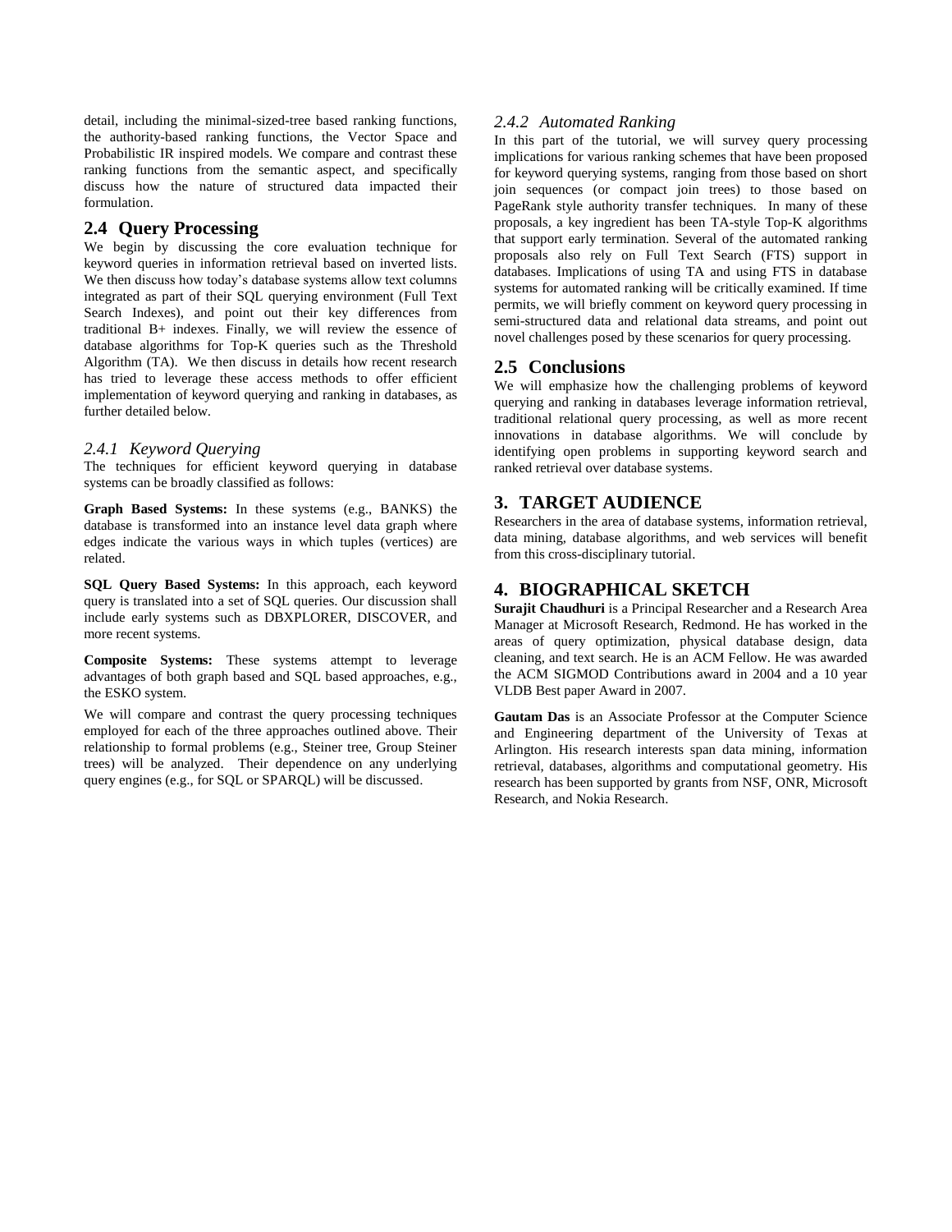detail, including the minimal-sized-tree based ranking functions, the authority-based ranking functions, the Vector Space and Probabilistic IR inspired models. We compare and contrast these ranking functions from the semantic aspect, and specifically discuss how the nature of structured data impacted their formulation.

## 2.4 Query Processing

We begin by discussing the core evaluation technique for keyword queries in information retrieval based on inverted lists. We then discuss how today's database systems allow text columns integrated as part of their SQL querying environment (Full Text Search Indexes), and point out their key differences from traditional B+ indexes. Finally, we will review the essence of database algorithms for Top-K queries such as the Threshold Algorithm (TA). We then discuss in details how recent research has tried to leverage these access methods to offer efficient implementation of keyword querying and ranking in databases, as further detailed below.

### *2.4.1 Keyword Querying*

The techniques for efficient keyword querying in database systems can be broadly classified as follows:

**Graph Based Systems:** In these systems (e.g., BANKS) the database is transformed into an instance level data graph where edges indicate the various ways in which tuples (vertices) are related.

**SQL Query Based Systems:** In this approach, each keyword query is translated into a set of SQL queries. Our discussion shall include early systems such as DBXPLORER, DISCOVER, and more recent systems.

**Composite Systems:** These systems attempt to leverage advantages of both graph based and SQL based approaches, e.g., the ESKO system.

We will compare and contrast the query processing techniques employed for each of the three approaches outlined above. Their relationship to formal problems (e.g., Steiner tree, Group Steiner trees) will be analyzed. Their dependence on any underlying query engines (e.g., for SQL or SPARQL) will be discussed.

### *2.4.2 Automated Ranking*

In this part of the tutorial, we will survey query processing implications for various ranking schemes that have been proposed for keyword querying systems, ranging from those based on short join sequences (or compact join trees) to those based on PageRank style authority transfer techniques. In many of these proposals, a key ingredient has been TA-style Top-K algorithms that support early termination. Several of the automated ranking proposals also rely on Full Text Search (FTS) support in databases. Implications of using TA and using FTS in database systems for automated ranking will be critically examined. If time permits, we will briefly comment on keyword query processing in semi-structured data and relational data streams, and point out novel challenges posed by these scenarios for query processing.

## 2.5 Conclusions

We will emphasize how the challenging problems of keyword querying and ranking in databases leverage information retrieval, traditional relational query processing, as well as more recent innovations in database algorithms. We will conclude by identifying open problems in supporting keyword search and ranked retrieval over database systems.

# 3. TARGET AUDIENCE

Researchers in the area of database systems, information retrieval, data mining, database algorithms, and web services will benefit from this cross-disciplinary tutorial.

# 4. BIOGRAPHICAL SKETCH

**Surajit Chaudhuri** is a Principal Researcher and a Research Area Manager at Microsoft Research, Redmond. He has worked in the areas of query optimization, physical database design, data cleaning, and text search. He is an ACM Fellow. He was awarded the ACM SIGMOD Contributions award in 2004 and a 10 year VLDB Best paper Award in 2007.

**Gautam Das** is an Associate Professor at the Computer Science and Engineering department of the University of Texas at Arlington. His research interests span data mining, information retrieval, databases, algorithms and computational geometry. His research has been supported by grants from NSF, ONR, Microsoft Research, and Nokia Research.